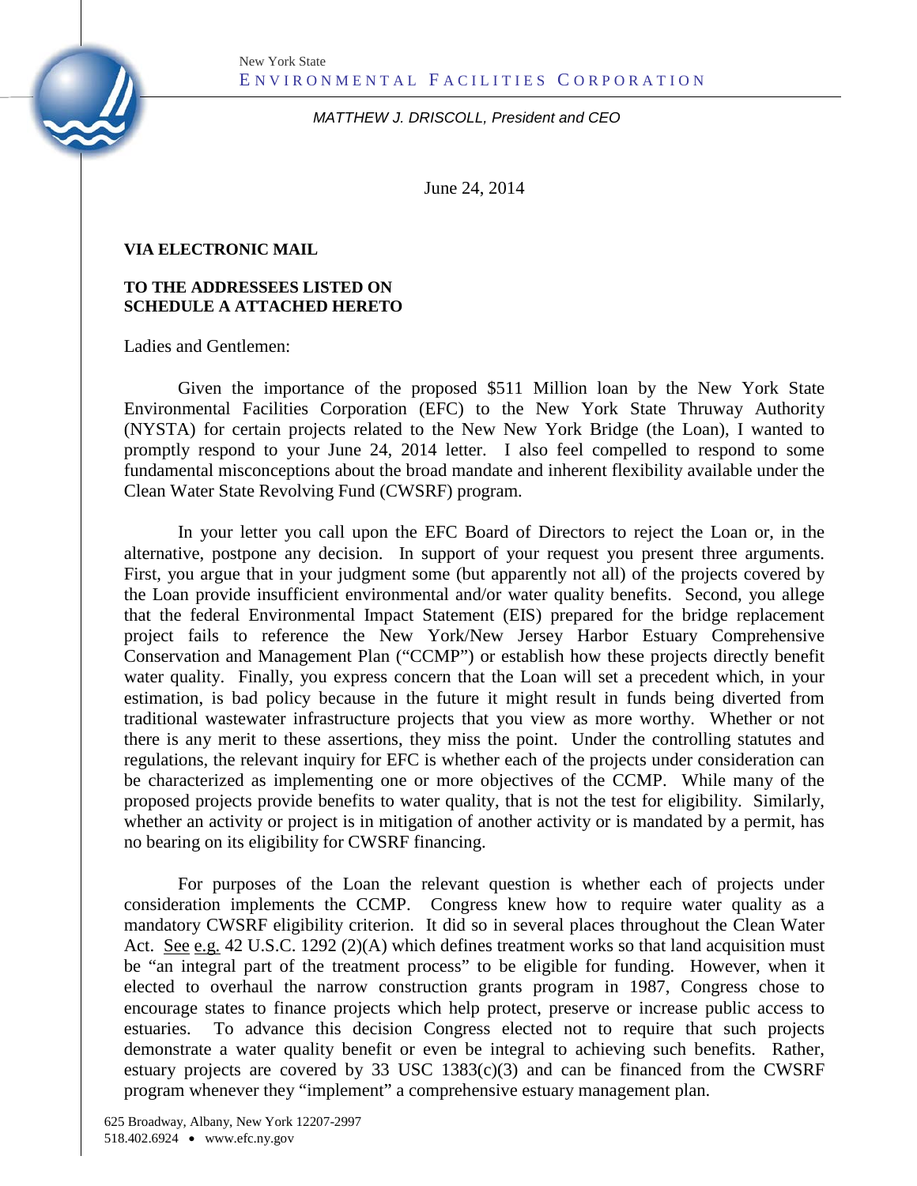New York State
ENVIRONMENTAL FACILITIES CORPORATION

*MATTHEW J. DRISCOLL, President and CEO*

June 24, 2014

**VIA ELECTRONIC MAIL**

**TO THE ADDRESSEES LISTED ON SCHEDULE A ATTACHED HERETO**

Ladies and Gentlemen:

Given the importance of the proposed $511 Million loan by the New York State Environmental Facilities Corporation (EFC) to the New York State Thruway Authority (NYSTA) for certain projects related to the New New York Bridge (the Loan), I wanted to promptly respond to your June 24, 2014 letter. I also feel compelled to respond to some fundamental misconceptions about the broad mandate and inherent flexibility available under the Clean Water State Revolving Fund (CWSRF) program.

In your letter you call upon the EFC Board of Directors to reject the Loan or, in the alternative, postpone any decision. In support of your request you present three arguments. First, you argue that in your judgment some (but apparently not all) of the projects covered by the Loan provide insufficient environmental and/or water quality benefits. Second, you allege that the federal Environmental Impact Statement (EIS) prepared for the bridge replacement project fails to reference the New York/New Jersey Harbor Estuary Comprehensive Conservation and Management Plan ("CCMP") or establish how these projects directly benefit water quality. Finally, you express concern that the Loan will set a precedent which, in your estimation, is bad policy because in the future it might result in funds being diverted from traditional wastewater infrastructure projects that you view as more worthy. Whether or not there is any merit to these assertions, they miss the point. Under the controlling statutes and regulations, the relevant inquiry for EFC is whether each of the projects under consideration can be characterized as implementing one or more objectives of the CCMP. While many of the proposed projects provide benefits to water quality, that is not the test for eligibility. Similarly, whether an activity or project is in mitigation of another activity or is mandated by a permit, has no bearing on its eligibility for CWSRF financing.

For purposes of the Loan the relevant question is whether each of projects under consideration implements the CCMP. Congress knew how to require water quality as a mandatory CWSRF eligibility criterion. It did so in several places throughout the Clean Water Act. See e.g. 42 U.S.C. 1292 (2)(A) which defines treatment works so that land acquisition must be "an integral part of the treatment process" to be eligible for funding. However, when it elected to overhaul the narrow construction grants program in 1987, Congress chose to encourage states to finance projects which help protect, preserve or increase public access to estuaries. To advance this decision Congress elected not to require that such projects demonstrate a water quality benefit or even be integral to achieving such benefits. Rather, estuary projects are covered by 33 USC 1383(c)(3) and can be financed from the CWSRF program whenever they "implement" a comprehensive estuary management plan.

625 Broadway, Albany, New York 12207-2997
518.402.6924 • www.efc.ny.gov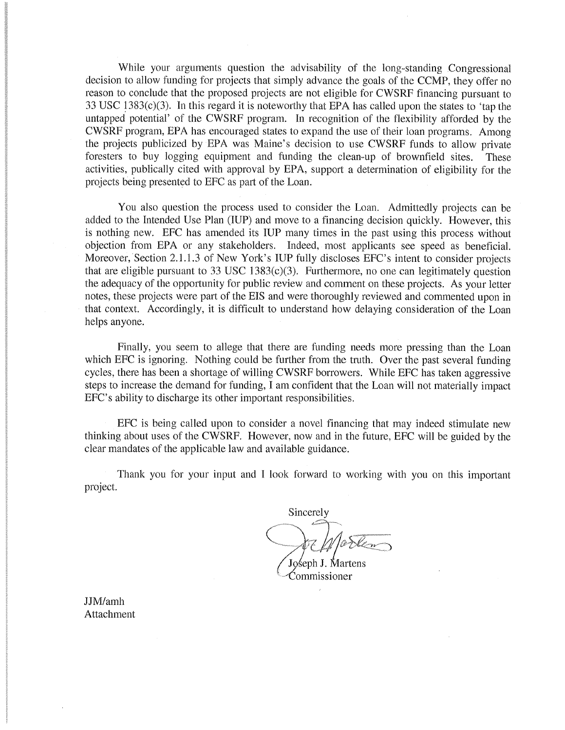While your arguments question the advisability of the long-standing Congressional decision to allow funding for projects that simply advance the goals of the CCMP, they offer no reason to conclude that the proposed projects are not eligible for CWSRF financing pursuant to 33 USC 1383(c)(3). In this regard it is noteworthy that EPA has called upon the states to 'tap the untapped potential' of the CWSRF program. In recognition of the flexibility afforded by the CWSRF program, EPA has encouraged states to expand the use of their loan programs. Among the projects publicized by EPA was Maine's decision to use CWSRF funds to allow private foresters to buy logging equipment and funding the clean-up of brownfield sites. These activities, publically cited with approval by EPA, support a determination of eligibility for the projects being presented to EFC as part of the Loan.

You also question the process used to consider the Loan. Admittedly projects can be added to the Intended Use Plan (IUP) and move to a financing decision quickly. However, this is nothing new. EFC has amended its IUP many times in the past using this process without objection from EPA or any stakeholders. Indeed, most applicants see speed as beneficial. Moreover, Section 2.1.1.3 of New York's IUP fully discloses EFC's intent to consider projects that are eligible pursuant to 33 USC 1383(c)(3). Furthermore, no one can legitimately question the adequacy of the opportunity for public review and comment on these projects. As your letter notes, these projects were part of the EIS and were thoroughly reviewed and commented upon in that context. Accordingly, it is difficult to understand how delaying consideration of the Loan helps anyone.

Finally, you seem to allege that there are funding needs more pressing than the Loan which EFC is ignoring. Nothing could be further from the truth. Over the past several funding cycles, there has been a shortage of willing CWSRF borrowers. While EFC has taken aggressive steps to increase the demand for funding, I am confident that the Loan will not materially impact EFC's ability to discharge its other important responsibilities.

EFC is being called upon to consider a novel financing that may indeed stimulate new thinking about uses of the CWSRF. However, now and in the future, EFC will be guided by the clear mandates of the applicable law and available guidance.

Thank you for your input and I look forward to working with you on this important project.

Sincerely

Joseph J. Martens
Commissioner

JJM/amh
Attachment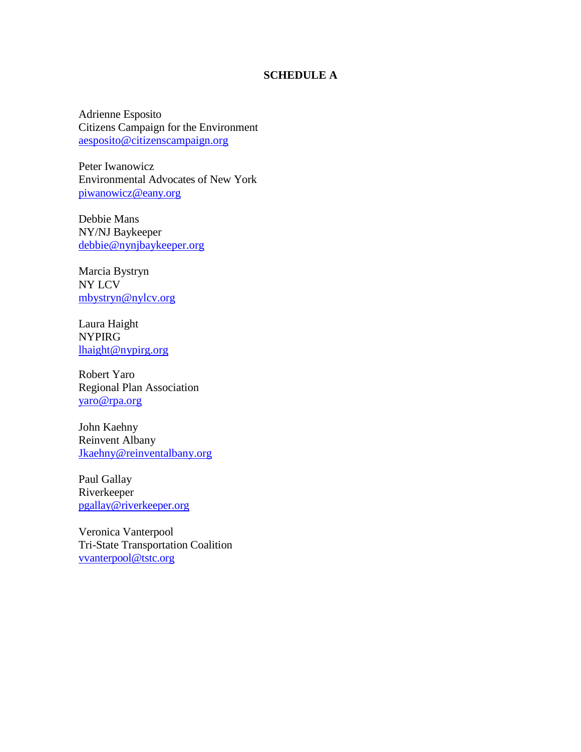# SCHEDULE A

Adrienne Esposito
Citizens Campaign for the Environment
aesposito@citizenscampaign.org

Peter Iwanowicz
Environmental Advocates of New York
piwanowicz@eany.org

Debbie Mans
NY/NJ Baykeeper
debbie@nynjbaykeeper.org

Marcia Bystryn
NY LCV
mbystryn@nylcv.org

Laura Haight
NYPIRG
lhaight@nypirg.org

Robert Yaro
Regional Plan Association
yaro@rpa.org

John Kaehny
Reinvent Albany
Jkaehny@reinventalbany.org

Paul Gallay
Riverkeeper
pgallay@riverkeeper.org

Veronica Vanterpool
Tri-State Transportation Coalition
vvanterpool@tstc.org